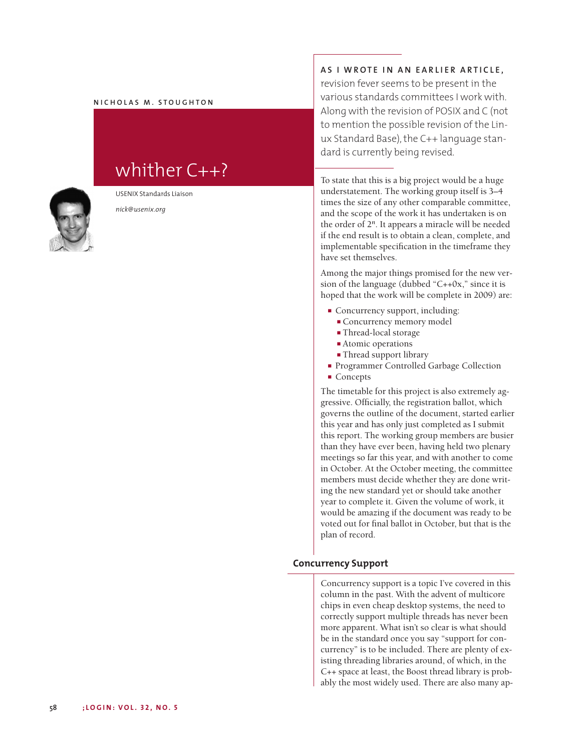NICHOLAS M. STOUGHTON

# whither C++?

USENIX Standards Liaison

*nick@usenix.org*

**AS I WROTE IN AN EARLIER ARTICLE,** revision fever seems to be present in the various standards committees I work with. Along with the revision of POSIX and C (not to mention the possible revision of the Linux Standard Base), the C++ language standard is currently being revised.

To state that this is a big project would be a huge understatement. The working group itself is 3–4 times the size of any other comparable committee, and the scope of the work it has undertaken is on the order of $2^n$. It appears a miracle will be needed if the end result is to obtain a clean, complete, and implementable specification in the timeframe they have set themselves.

Among the major things promised for the new version of the language (dubbed "C++0x," since it is hoped that the work will be complete in 2009) are:

- Concurrency support, including:
  - Concurrency memory model
  - Thread-local storage
  - Atomic operations
  - Thread support library
- Programmer Controlled Garbage Collection
- Concepts

The timetable for this project is also extremely aggressive. Officially, the registration ballot, which governs the outline of the document, started earlier this year and has only just completed as I submit this report. The working group members are busier than they have ever been, having held two plenary meetings so far this year, and with another to come in October. At the October meeting, the committee members must decide whether they are done writing the new standard yet or should take another year to complete it. Given the volume of work, it would be amazing if the document was ready to be voted out for final ballot in October, but that is the plan of record.

## Concurrency Support

Concurrency support is a topic I've covered in this column in the past. With the advent of multicore chips in even cheap desktop systems, the need to correctly support multiple threads has never been more apparent. What isn't so clear is what should be in the standard once you say "support for concurrency" is to be included. There are plenty of existing threading libraries around, of which, in the C++ space at least, the Boost thread library is probably the most widely used. There are also many ap-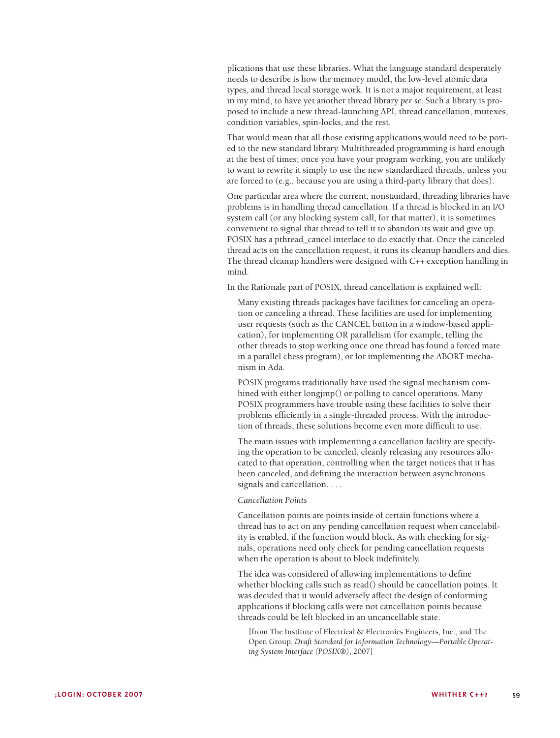plications that use these libraries. What the language standard desperately needs to describe is how the memory model, the low-level atomic data types, and thread local storage work. It is not a major requirement, at least in my mind, to have yet another thread library *per se*. Such a library is proposed to include a new thread-launching API, thread cancellation, mutexes, condition variables, spin-locks, and the rest.

That would mean that all those existing applications would need to be ported to the new standard library. Multithreaded programming is hard enough at the best of times; once you have your program working, you are unlikely to want to rewrite it simply to use the new standardized threads, unless you are forced to (e.g., because you are using a third-party library that does).

One particular area where the current, nonstandard, threading libraries have problems is in handling thread cancellation. If a thread is blocked in an I/O system call (or any blocking system call, for that matter), it is sometimes convenient to signal that thread to tell it to abandon its wait and give up. POSIX has a pthread_cancel interface to do exactly that. Once the canceled thread acts on the cancellation request, it runs its cleanup handlers and dies. The thread cleanup handlers were designed with C++ exception handling in mind.

In the Rationale part of POSIX, thread cancellation is explained well:

> Many existing threads packages have facilities for canceling an operation or canceling a thread. These facilities are used for implementing user requests (such as the CANCEL button in a window-based application), for implementing OR parallelism (for example, telling the other threads to stop working once one thread has found a forced mate in a parallel chess program), or for implementing the ABORT mechanism in Ada.
>
> POSIX programs traditionally have used the signal mechanism combined with either longjmp() or polling to cancel operations. Many POSIX programmers have trouble using these facilities to solve their problems efficiently in a single-threaded process. With the introduction of threads, these solutions become even more difficult to use.
>
> The main issues with implementing a cancellation facility are specifying the operation to be canceled, cleanly releasing any resources allocated to that operation, controlling when the target notices that it has been canceled, and defining the interaction between asynchronous signals and cancellation. . . .
>
> *Cancellation Points*
>
> Cancellation points are points inside of certain functions where a thread has to act on any pending cancellation request when cancelability is enabled, if the function would block. As with checking for signals, operations need only check for pending cancellation requests when the operation is about to block indefinitely.
>
> The idea was considered of allowing implementations to define whether blocking calls such as read() should be cancellation points. It was decided that it would adversely affect the design of conforming applications if blocking calls were not cancellation points because threads could be left blocked in an uncancellable state.
>
> [from The Institute of Electrical & Electronics Engineers, Inc., and The Open Group, *Draft Standard for Information Technology—Portable Operating System Interface (POSIX®)*, 2007]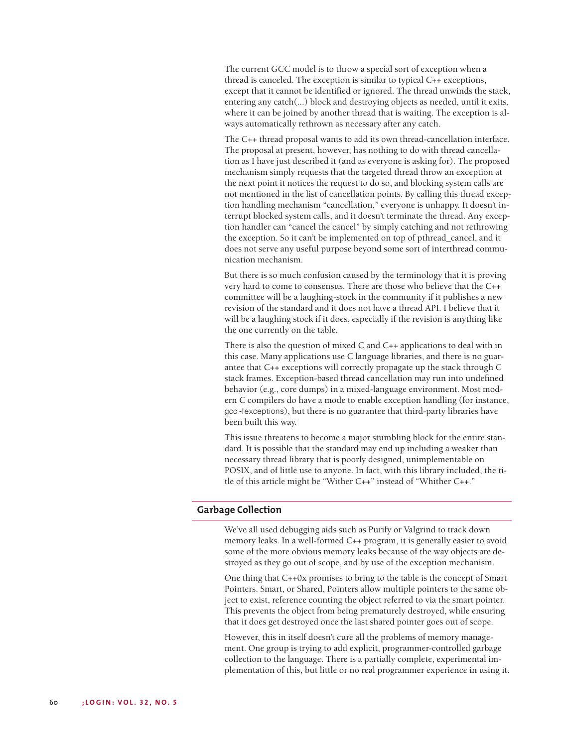The current GCC model is to throw a special sort of exception when a thread is canceled. The exception is similar to typical C++ exceptions, except that it cannot be identified or ignored. The thread unwinds the stack, entering any catch(...) block and destroying objects as needed, until it exits, where it can be joined by another thread that is waiting. The exception is always automatically rethrown as necessary after any catch.

The C++ thread proposal wants to add its own thread-cancellation interface. The proposal at present, however, has nothing to do with thread cancellation as I have just described it (and as everyone is asking for). The proposed mechanism simply requests that the targeted thread throw an exception at the next point it notices the request to do so, and blocking system calls are not mentioned in the list of cancellation points. By calling this thread exception handling mechanism "cancellation," everyone is unhappy. It doesn't interrupt blocked system calls, and it doesn't terminate the thread. Any exception handler can "cancel the cancel" by simply catching and not rethrowing the exception. So it can't be implemented on top of pthread_cancel, and it does not serve any useful purpose beyond some sort of interthread communication mechanism.

But there is so much confusion caused by the terminology that it is proving very hard to come to consensus. There are those who believe that the C++ committee will be a laughing-stock in the community if it publishes a new revision of the standard and it does not have a thread API. I believe that it will be a laughing stock if it does, especially if the revision is anything like the one currently on the table.

There is also the question of mixed C and C++ applications to deal with in this case. Many applications use C language libraries, and there is no guarantee that C++ exceptions will correctly propagate up the stack through C stack frames. Exception-based thread cancellation may run into undefined behavior (e.g., core dumps) in a mixed-language environment. Most modern C compilers do have a mode to enable exception handling (for instance, `gcc -fexceptions`), but there is no guarantee that third-party libraries have been built this way.

This issue threatens to become a major stumbling block for the entire standard. It is possible that the standard may end up including a weaker than necessary thread library that is poorly designed, unimplementable on POSIX, and of little use to anyone. In fact, with this library included, the title of this article might be "Wither C++" instead of "Whither C++."

## Garbage Collection

We've all used debugging aids such as Purify or Valgrind to track down memory leaks. In a well-formed C++ program, it is generally easier to avoid some of the more obvious memory leaks because of the way objects are destroyed as they go out of scope, and by use of the exception mechanism.

One thing that C++0x promises to bring to the table is the concept of Smart Pointers. Smart, or Shared, Pointers allow multiple pointers to the same object to exist, reference counting the object referred to via the smart pointer. This prevents the object from being prematurely destroyed, while ensuring that it does get destroyed once the last shared pointer goes out of scope.

However, this in itself doesn't cure all the problems of memory management. One group is trying to add explicit, programmer-controlled garbage collection to the language. There is a partially complete, experimental implementation of this, but little or no real programmer experience in using it.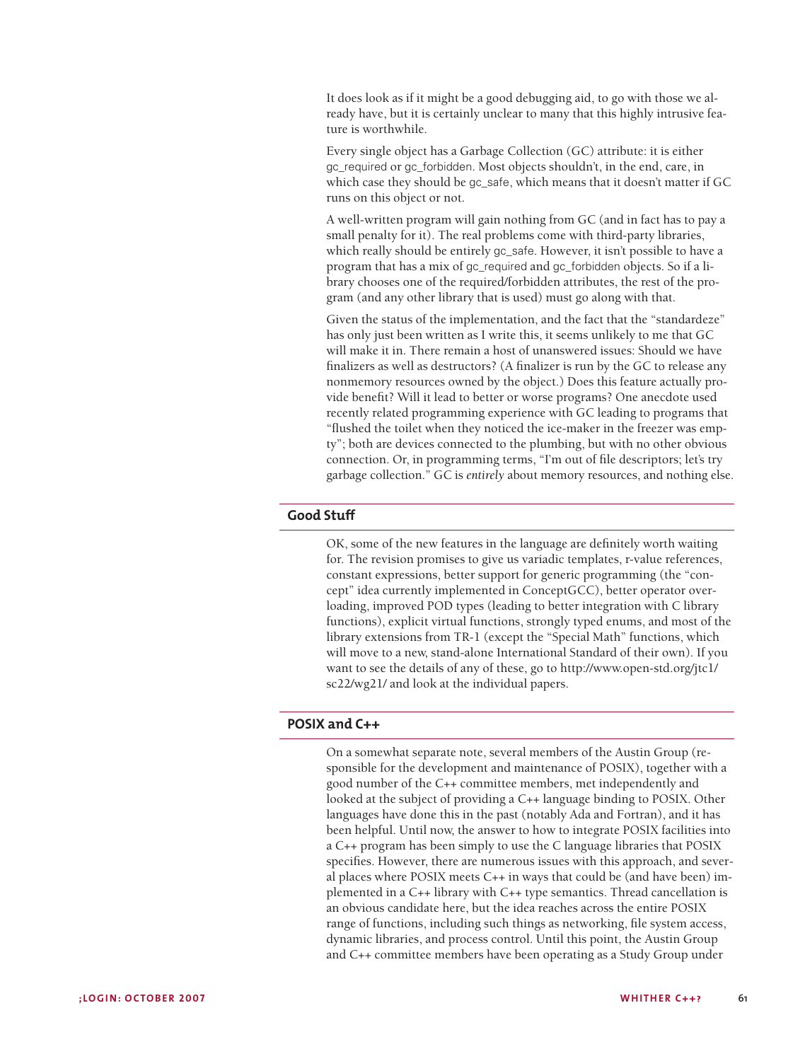It does look as if it might be a good debugging aid, to go with those we already have, but it is certainly unclear to many that this highly intrusive feature is worthwhile.

Every single object has a Garbage Collection (GC) attribute: it is either gc_required or gc_forbidden. Most objects shouldn't, in the end, care, in which case they should be gc_safe, which means that it doesn't matter if GC runs on this object or not.

A well-written program will gain nothing from GC (and in fact has to pay a small penalty for it). The real problems come with third-party libraries, which really should be entirely gc_safe. However, it isn't possible to have a program that has a mix of gc_required and gc_forbidden objects. So if a library chooses one of the required/forbidden attributes, the rest of the program (and any other library that is used) must go along with that.

Given the status of the implementation, and the fact that the "standardeze" has only just been written as I write this, it seems unlikely to me that GC will make it in. There remain a host of unanswered issues: Should we have finalizers as well as destructors? (A finalizer is run by the GC to release any nonmemory resources owned by the object.) Does this feature actually provide benefit? Will it lead to better or worse programs? One anecdote used recently related programming experience with GC leading to programs that "flushed the toilet when they noticed the ice-maker in the freezer was empty"; both are devices connected to the plumbing, but with no other obvious connection. Or, in programming terms, "I'm out of file descriptors; let's try garbage collection." GC is *entirely* about memory resources, and nothing else.

## Good Stuff

OK, some of the new features in the language are definitely worth waiting for. The revision promises to give us variadic templates, r-value references, constant expressions, better support for generic programming (the "concept" idea currently implemented in ConceptGCC), better operator overloading, improved POD types (leading to better integration with C library functions), explicit virtual functions, strongly typed enums, and most of the library extensions from TR-1 (except the "Special Math" functions, which will move to a new, stand-alone International Standard of their own). If you want to see the details of any of these, go to http://www.open-std.org/jtc1/sc22/wg21/ and look at the individual papers.

## POSIX and C++

On a somewhat separate note, several members of the Austin Group (responsible for the development and maintenance of POSIX), together with a good number of the C++ committee members, met independently and looked at the subject of providing a C++ language binding to POSIX. Other languages have done this in the past (notably Ada and Fortran), and it has been helpful. Until now, the answer to how to integrate POSIX facilities into a C++ program has been simply to use the C language libraries that POSIX specifies. However, there are numerous issues with this approach, and several places where POSIX meets C++ in ways that could be (and have been) implemented in a C++ library with C++ type semantics. Thread cancellation is an obvious candidate here, but the idea reaches across the entire POSIX range of functions, including such things as networking, file system access, dynamic libraries, and process control. Until this point, the Austin Group and C++ committee members have been operating as a Study Group under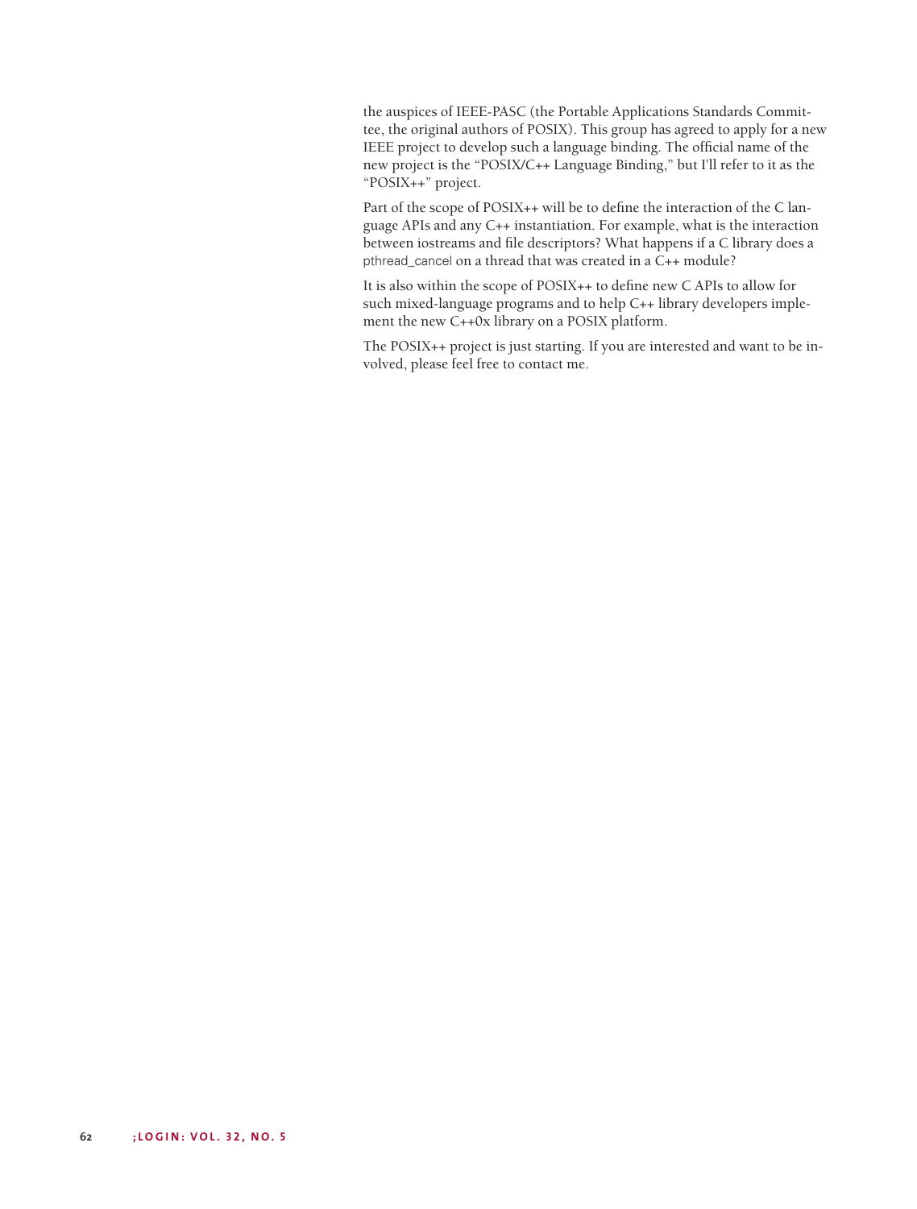the auspices of IEEE-PASC (the Portable Applications Standards Committee, the original authors of POSIX). This group has agreed to apply for a new IEEE project to develop such a language binding. The official name of the new project is the "POSIX/C++ Language Binding," but I'll refer to it as the "POSIX++" project.

Part of the scope of POSIX++ will be to define the interaction of the C language APIs and any C++ instantiation. For example, what is the interaction between iostreams and file descriptors? What happens if a C library does a pthread_cancel on a thread that was created in a C++ module?

It is also within the scope of POSIX++ to define new C APIs to allow for such mixed-language programs and to help C++ library developers implement the new C++0x library on a POSIX platform.

The POSIX++ project is just starting. If you are interested and want to be involved, please feel free to contact me.